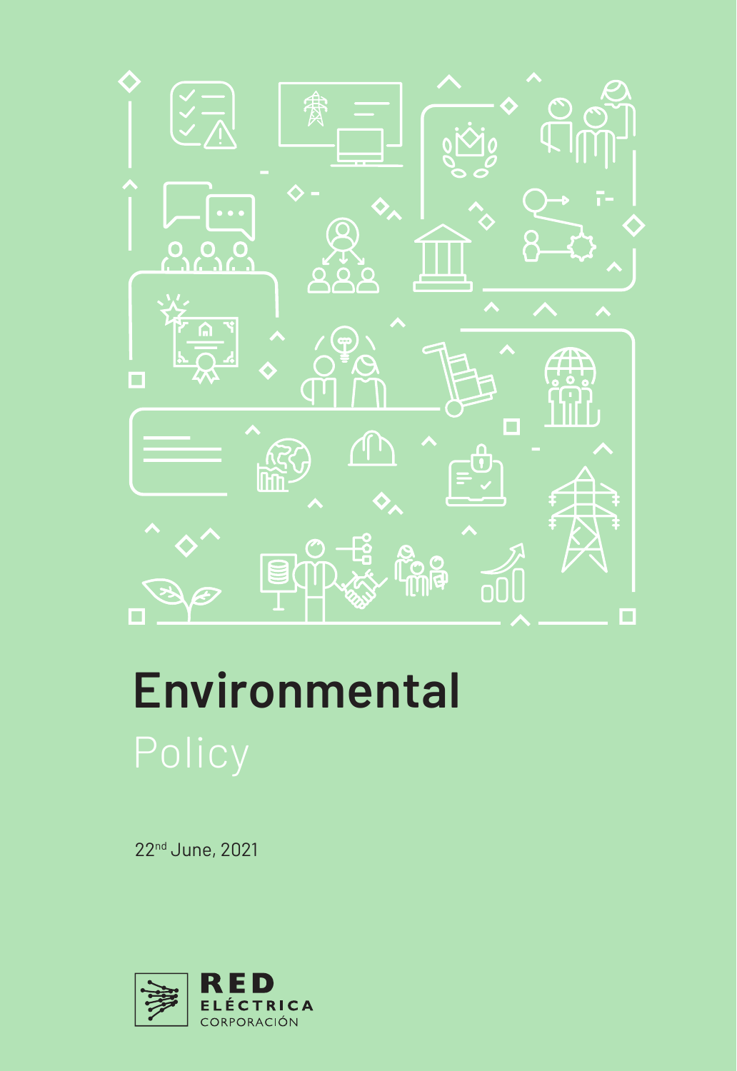# Environmental

## Policy

22nd June, 2021

RED ELÉCTRICA CORPORACIÓN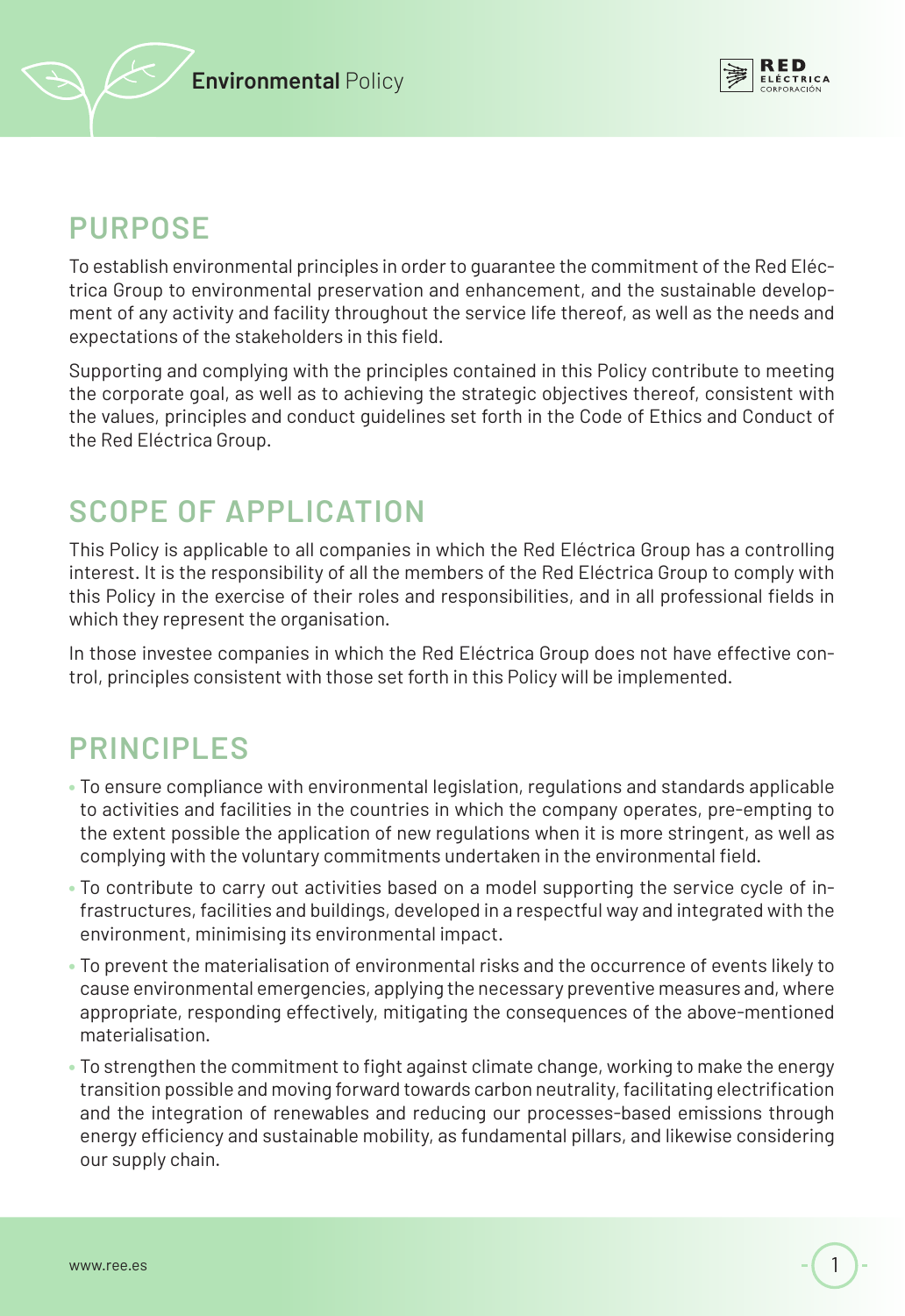## PURPOSE

To establish environmental principles in order to guarantee the commitment of the Red Eléctrica Group to environmental preservation and enhancement, and the sustainable development of any activity and facility throughout the service life thereof, as well as the needs and expectations of the stakeholders in this field.

Supporting and complying with the principles contained in this Policy contribute to meeting the corporate goal, as well as to achieving the strategic objectives thereof, consistent with the values, principles and conduct guidelines set forth in the Code of Ethics and Conduct of the Red Eléctrica Group.

## SCOPE OF APPLICATION

This Policy is applicable to all companies in which the Red Eléctrica Group has a controlling interest. It is the responsibility of all the members of the Red Eléctrica Group to comply with this Policy in the exercise of their roles and responsibilities, and in all professional fields in which they represent the organisation.

In those investee companies in which the Red Eléctrica Group does not have effective control, principles consistent with those set forth in this Policy will be implemented.

## PRINCIPLES

- To ensure compliance with environmental legislation, regulations and standards applicable to activities and facilities in the countries in which the company operates, pre-empting to the extent possible the application of new regulations when it is more stringent, as well as complying with the voluntary commitments undertaken in the environmental field.
- To contribute to carry out activities based on a model supporting the service cycle of infrastructures, facilities and buildings, developed in a respectful way and integrated with the environment, minimising its environmental impact.
- To prevent the materialisation of environmental risks and the occurrence of events likely to cause environmental emergencies, applying the necessary preventive measures and, where appropriate, responding effectively, mitigating the consequences of the above-mentioned materialisation.
- To strengthen the commitment to fight against climate change, working to make the energy transition possible and moving forward towards carbon neutrality, facilitating electrification and the integration of renewables and reducing our processes-based emissions through energy efficiency and sustainable mobility, as fundamental pillars, and likewise considering our supply chain.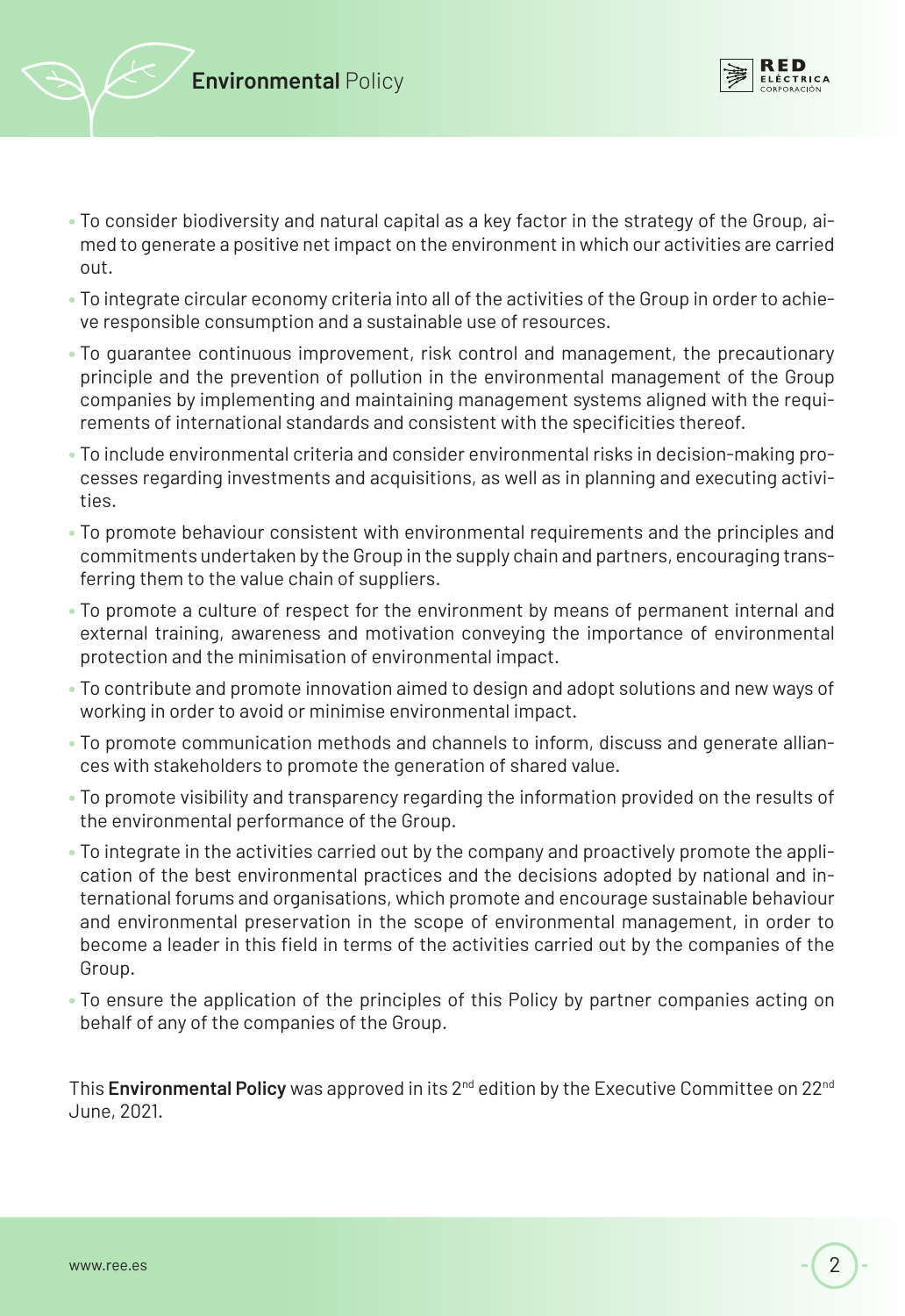- To consider biodiversity and natural capital as a key factor in the strategy of the Group, aimed to generate a positive net impact on the environment in which our activities are carried out.
- To integrate circular economy criteria into all of the activities of the Group in order to achieve responsible consumption and a sustainable use of resources.
- To guarantee continuous improvement, risk control and management, the precautionary principle and the prevention of pollution in the environmental management of the Group companies by implementing and maintaining management systems aligned with the requirements of international standards and consistent with the specificities thereof.
- To include environmental criteria and consider environmental risks in decision-making processes regarding investments and acquisitions, as well as in planning and executing activities.
- To promote behaviour consistent with environmental requirements and the principles and commitments undertaken by the Group in the supply chain and partners, encouraging transferring them to the value chain of suppliers.
- To promote a culture of respect for the environment by means of permanent internal and external training, awareness and motivation conveying the importance of environmental protection and the minimisation of environmental impact.
- To contribute and promote innovation aimed to design and adopt solutions and new ways of working in order to avoid or minimise environmental impact.
- To promote communication methods and channels to inform, discuss and generate alliances with stakeholders to promote the generation of shared value.
- To promote visibility and transparency regarding the information provided on the results of the environmental performance of the Group.
- To integrate in the activities carried out by the company and proactively promote the application of the best environmental practices and the decisions adopted by national and international forums and organisations, which promote and encourage sustainable behaviour and environmental preservation in the scope of environmental management, in order to become a leader in this field in terms of the activities carried out by the companies of the Group.
- To ensure the application of the principles of this Policy by partner companies acting on behalf of any of the companies of the Group.

This **Environmental Policy** was approved in its 2nd edition by the Executive Committee on 22nd June, 2021.